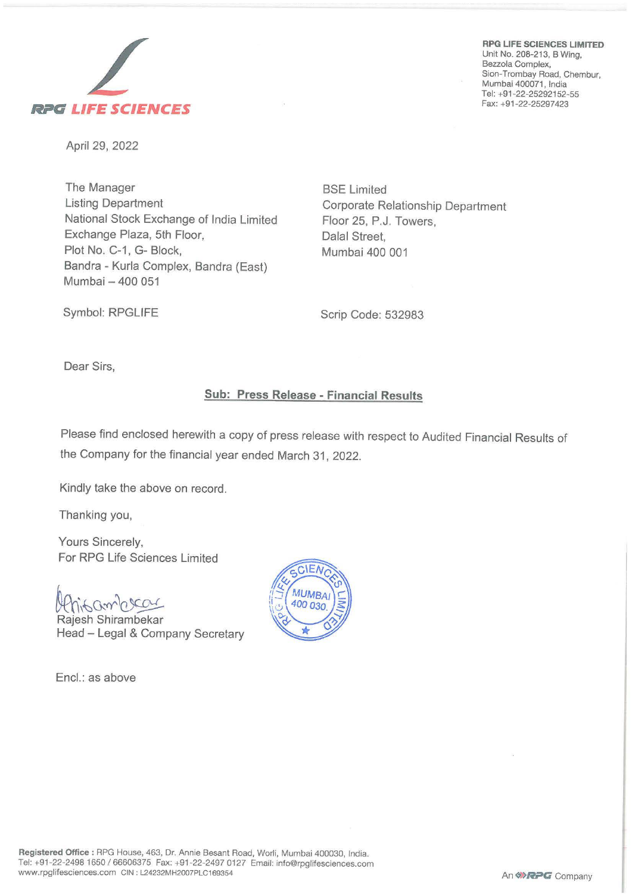**RPG LIFE SCIENCES**

**RPG LIFE SCIENCES LIMITED**
Unit No. 208-213, B Wing,
Bezzola Complex,
Sion-Trombay Road, Chembur,
Mumbai 400071, India
Tel: +91-22-25292152-55
Fax: +91-22-25297423

April 29, 2022

The Manager
Listing Department
National Stock Exchange of India Limited
Exchange Plaza, 5th Floor,
Plot No. C-1, G- Block,
Bandra - Kurla Complex, Bandra (East)
Mumbai – 400 051

Symbol: RPGLIFE

BSE Limited
Corporate Relationship Department
Floor 25, P.J. Towers,
Dalal Street,
Mumbai 400 001

Scrip Code: 532983

Dear Sirs,

**Sub: Press Release - Financial Results**

Please find enclosed herewith a copy of press release with respect to Audited Financial Results of the Company for the financial year ended March 31, 2022.

Kindly take the above on record.

Thanking you,

Yours Sincerely,
For RPG Life Sciences Limited

Rajesh Shirambekar
Head – Legal & Company Secretary

Encl.: as above

**Registered Office :** RPG House, 463, Dr. Annie Besant Road, Worli, Mumbai 400030, India.
Tel: +91-22-2498 1650 / 66606375 Fax: +91-22-2497 0127 Email: info@rpglifesciences.com
www.rpglifesciences.com CIN : L24232MH2007PLC169354

An RPG Company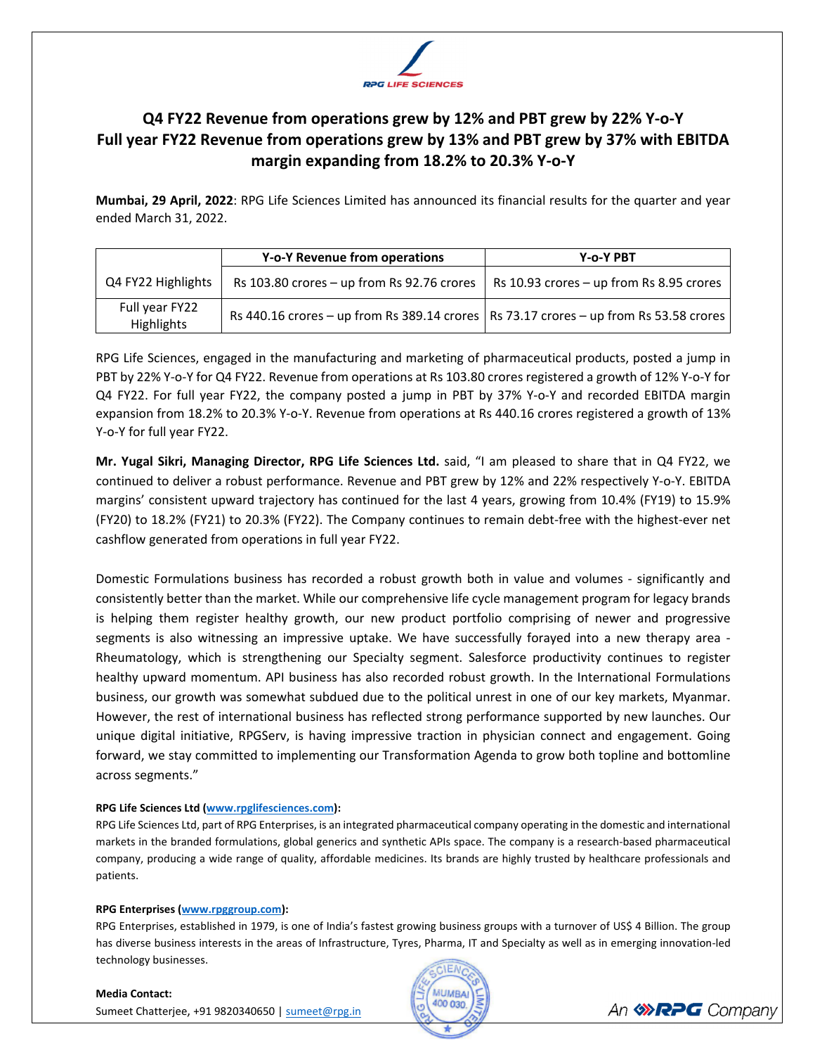# Q4 FY22 Revenue from operations grew by 12% and PBT grew by 22% Y-o-Y
# Full year FY22 Revenue from operations grew by 13% and PBT grew by 37% with EBITDA margin expanding from 18.2% to 20.3% Y-o-Y

**Mumbai, 29 April, 2022**: RPG Life Sciences Limited has announced its financial results for the quarter and year ended March 31, 2022.

| | Y-o-Y Revenue from operations | Y-o-Y PBT |
|---|---|---|
| Q4 FY22 Highlights | Rs 103.80 crores – up from Rs 92.76 crores | Rs 10.93 crores – up from Rs 8.95 crores |
| Full year FY22 Highlights | Rs 440.16 crores – up from Rs 389.14 crores | Rs 73.17 crores – up from Rs 53.58 crores |

RPG Life Sciences, engaged in the manufacturing and marketing of pharmaceutical products, posted a jump in PBT by 22% Y-o-Y for Q4 FY22. Revenue from operations at Rs 103.80 crores registered a growth of 12% Y-o-Y for Q4 FY22. For full year FY22, the company posted a jump in PBT by 37% Y-o-Y and recorded EBITDA margin expansion from 18.2% to 20.3% Y-o-Y. Revenue from operations at Rs 440.16 crores registered a growth of 13% Y-o-Y for full year FY22.

**Mr. Yugal Sikri, Managing Director, RPG Life Sciences Ltd.** said, "I am pleased to share that in Q4 FY22, we continued to deliver a robust performance. Revenue and PBT grew by 12% and 22% respectively Y-o-Y. EBITDA margins' consistent upward trajectory has continued for the last 4 years, growing from 10.4% (FY19) to 15.9% (FY20) to 18.2% (FY21) to 20.3% (FY22). The Company continues to remain debt-free with the highest-ever net cashflow generated from operations in full year FY22.

Domestic Formulations business has recorded a robust growth both in value and volumes - significantly and consistently better than the market. While our comprehensive life cycle management program for legacy brands is helping them register healthy growth, our new product portfolio comprising of newer and progressive segments is also witnessing an impressive uptake. We have successfully forayed into a new therapy area - Rheumatology, which is strengthening our Specialty segment. Salesforce productivity continues to register healthy upward momentum. API business has also recorded robust growth. In the International Formulations business, our growth was somewhat subdued due to the political unrest in one of our key markets, Myanmar. However, the rest of international business has reflected strong performance supported by new launches. Our unique digital initiative, RPGServ, is having impressive traction in physician connect and engagement. Going forward, we stay committed to implementing our Transformation Agenda to grow both topline and bottomline across segments."

**RPG Life Sciences Ltd (www.rpglifesciences.com):**

RPG Life Sciences Ltd, part of RPG Enterprises, is an integrated pharmaceutical company operating in the domestic and international markets in the branded formulations, global generics and synthetic APIs space. The company is a research-based pharmaceutical company, producing a wide range of quality, affordable medicines. Its brands are highly trusted by healthcare professionals and patients.

**RPG Enterprises (www.rpggroup.com):**

RPG Enterprises, established in 1979, is one of India's fastest growing business groups with a turnover of US$ 4 Billion. The group has diverse business interests in the areas of Infrastructure, Tyres, Pharma, IT and Specialty as well as in emerging innovation-led technology businesses.

**Media Contact:**

Sumeet Chatterjee, +91 9820340650 | sumeet@rpg.in